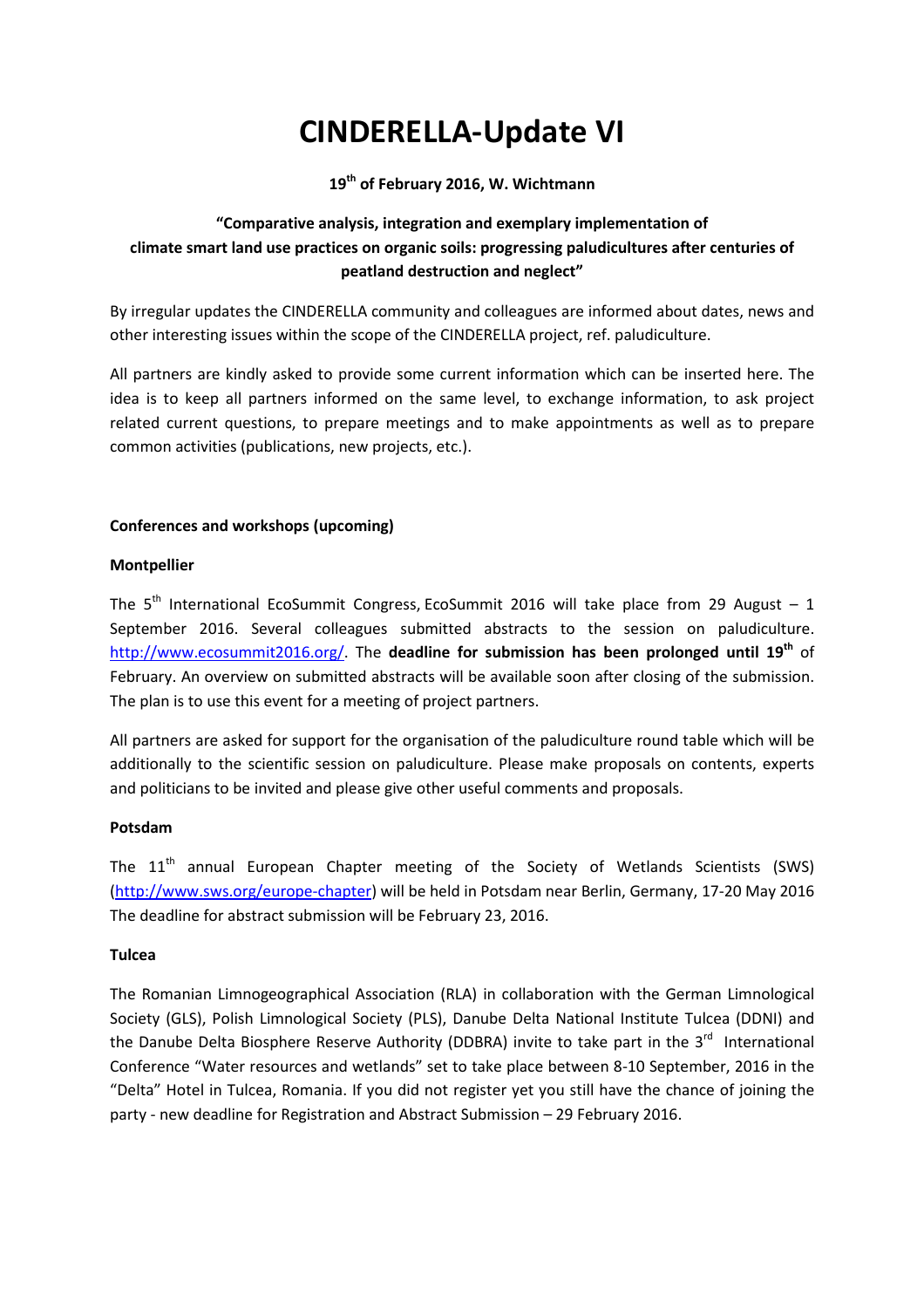# CINDERELLA-Update VI

**19th of February 2016, W. Wichtmann**

**"Comparative analysis, integration and exemplary implementation of climate smart land use practices on organic soils: progressing paludicultures after centuries of peatland destruction and neglect"**

By irregular updates the CINDERELLA community and colleagues are informed about dates, news and other interesting issues within the scope of the CINDERELLA project, ref. paludiculture.

All partners are kindly asked to provide some current information which can be inserted here. The idea is to keep all partners informed on the same level, to exchange information, to ask project related current questions, to prepare meetings and to make appointments as well as to prepare common activities (publications, new projects, etc.).

**Conferences and workshops (upcoming)**

**Montpellier**

The 5th International EcoSummit Congress, EcoSummit 2016 will take place from 29 August – 1 September 2016. Several colleagues submitted abstracts to the session on paludiculture. http://www.ecosummit2016.org/. The **deadline for submission has been prolonged until 19th** of February. An overview on submitted abstracts will be available soon after closing of the submission. The plan is to use this event for a meeting of project partners.

All partners are asked for support for the organisation of the paludiculture round table which will be additionally to the scientific session on paludiculture. Please make proposals on contents, experts and politicians to be invited and please give other useful comments and proposals.

**Potsdam**

The 11th annual European Chapter meeting of the Society of Wetlands Scientists (SWS) (http://www.sws.org/europe-chapter) will be held in Potsdam near Berlin, Germany, 17-20 May 2016 The deadline for abstract submission will be February 23, 2016.

**Tulcea**

The Romanian Limnogeographical Association (RLA) in collaboration with the German Limnological Society (GLS), Polish Limnological Society (PLS), Danube Delta National Institute Tulcea (DDNI) and the Danube Delta Biosphere Reserve Authority (DDBRA) invite to take part in the 3rd International Conference "Water resources and wetlands" set to take place between 8-10 September, 2016 in the "Delta" Hotel in Tulcea, Romania. If you did not register yet you still have the chance of joining the party - new deadline for Registration and Abstract Submission – 29 February 2016.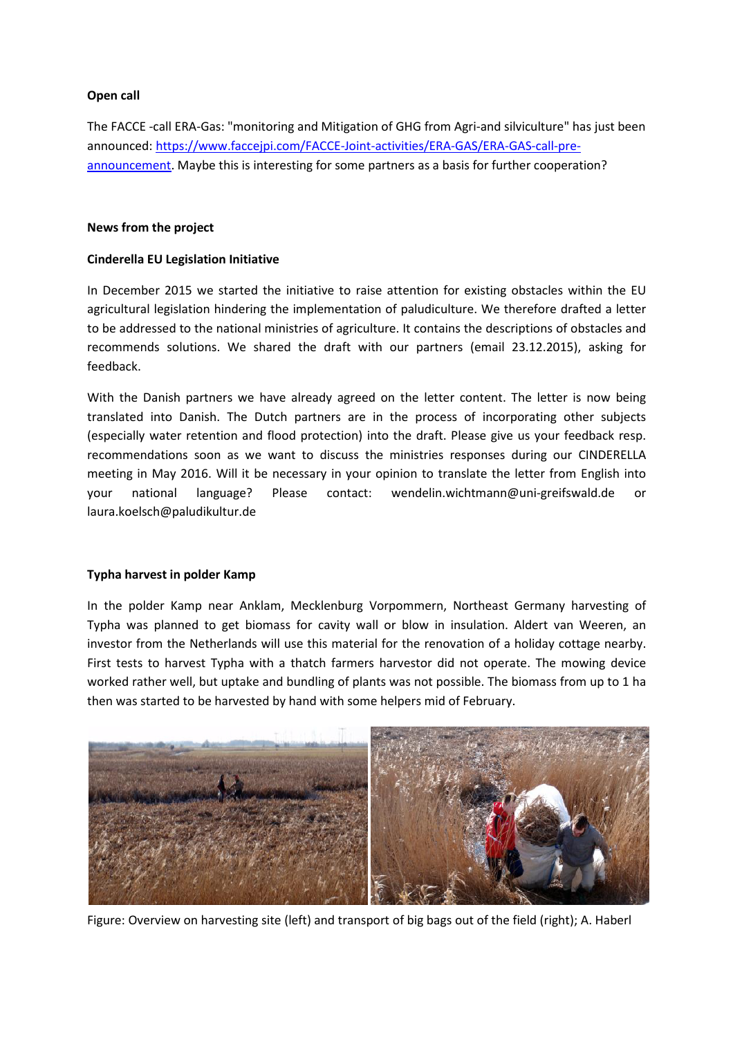**Open call**

The FACCE -call ERA-Gas: "monitoring and Mitigation of GHG from Agri-and silviculture" has just been announced: [https://www.faccejpi.com/FACCE-Joint-activities/ERA-GAS/ERA-GAS-call-pre-announcement](https://www.faccejpi.com/FACCE-Joint-activities/ERA-GAS/ERA-GAS-call-pre-announcement). Maybe this is interesting for some partners as a basis for further cooperation?

**News from the project**

**Cinderella EU Legislation Initiative**

In December 2015 we started the initiative to raise attention for existing obstacles within the EU agricultural legislation hindering the implementation of paludiculture. We therefore drafted a letter to be addressed to the national ministries of agriculture. It contains the descriptions of obstacles and recommends solutions. We shared the draft with our partners (email 23.12.2015), asking for feedback.

With the Danish partners we have already agreed on the letter content. The letter is now being translated into Danish. The Dutch partners are in the process of incorporating other subjects (especially water retention and flood protection) into the draft. Please give us your feedback resp. recommendations soon as we want to discuss the ministries responses during our CINDERELLA meeting in May 2016. Will it be necessary in your opinion to translate the letter from English into your national language? Please contact: wendelin.wichtmann@uni-greifswald.de or laura.koelsch@paludikultur.de

**Typha harvest in polder Kamp**

In the polder Kamp near Anklam, Mecklenburg Vorpommern, Northeast Germany harvesting of Typha was planned to get biomass for cavity wall or blow in insulation. Aldert van Weeren, an investor from the Netherlands will use this material for the renovation of a holiday cottage nearby. First tests to harvest Typha with a thatch farmers harvestor did not operate. The mowing device worked rather well, but uptake and bundling of plants was not possible. The biomass from up to 1 ha then was started to be harvested by hand with some helpers mid of February.

Figure: Overview on harvesting site (left) and transport of big bags out of the field (right); A. Haberl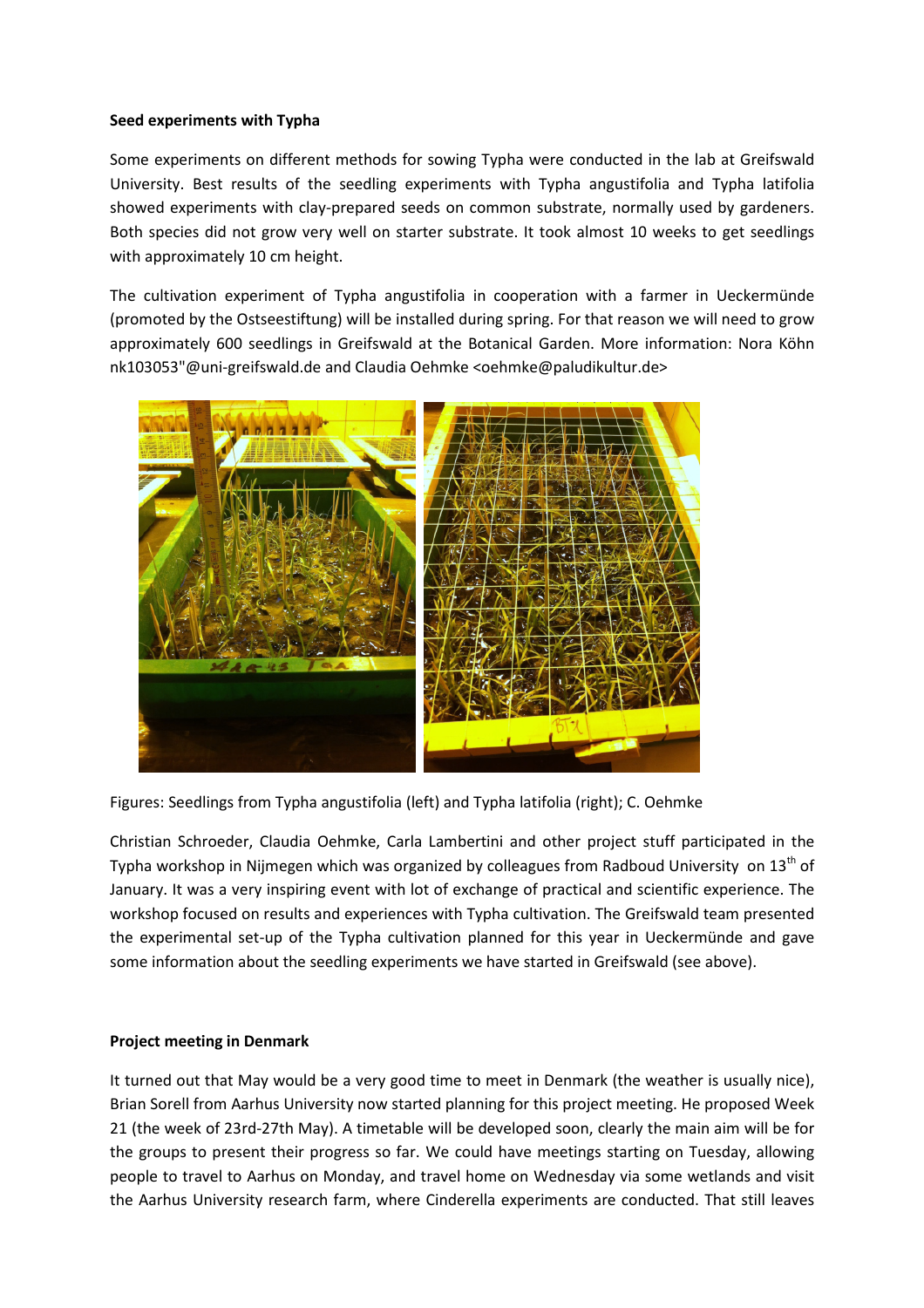**Seed experiments with Typha**

Some experiments on different methods for sowing Typha were conducted in the lab at Greifswald University. Best results of the seedling experiments with Typha angustifolia and Typha latifolia showed experiments with clay-prepared seeds on common substrate, normally used by gardeners. Both species did not grow very well on starter substrate. It took almost 10 weeks to get seedlings with approximately 10 cm height.

The cultivation experiment of Typha angustifolia in cooperation with a farmer in Ueckermünde (promoted by the Ostseestiftung) will be installed during spring. For that reason we will need to grow approximately 600 seedlings in Greifswald at the Botanical Garden. More information: Nora Köhn nk103053"@uni-greifswald.de and Claudia Oehmke <oehmke@paludikultur.de>

Figures: Seedlings from Typha angustifolia (left) and Typha latifolia (right); C. Oehmke

Christian Schroeder, Claudia Oehmke, Carla Lambertini and other project stuff participated in the Typha workshop in Nijmegen which was organized by colleagues from Radboud University on 13th of January. It was a very inspiring event with lot of exchange of practical and scientific experience. The workshop focused on results and experiences with Typha cultivation. The Greifswald team presented the experimental set-up of the Typha cultivation planned for this year in Ueckermünde and gave some information about the seedling experiments we have started in Greifswald (see above).

**Project meeting in Denmark**

It turned out that May would be a very good time to meet in Denmark (the weather is usually nice), Brian Sorell from Aarhus University now started planning for this project meeting. He proposed Week 21 (the week of 23rd-27th May). A timetable will be developed soon, clearly the main aim will be for the groups to present their progress so far. We could have meetings starting on Tuesday, allowing people to travel to Aarhus on Monday, and travel home on Wednesday via some wetlands and visit the Aarhus University research farm, where Cinderella experiments are conducted. That still leaves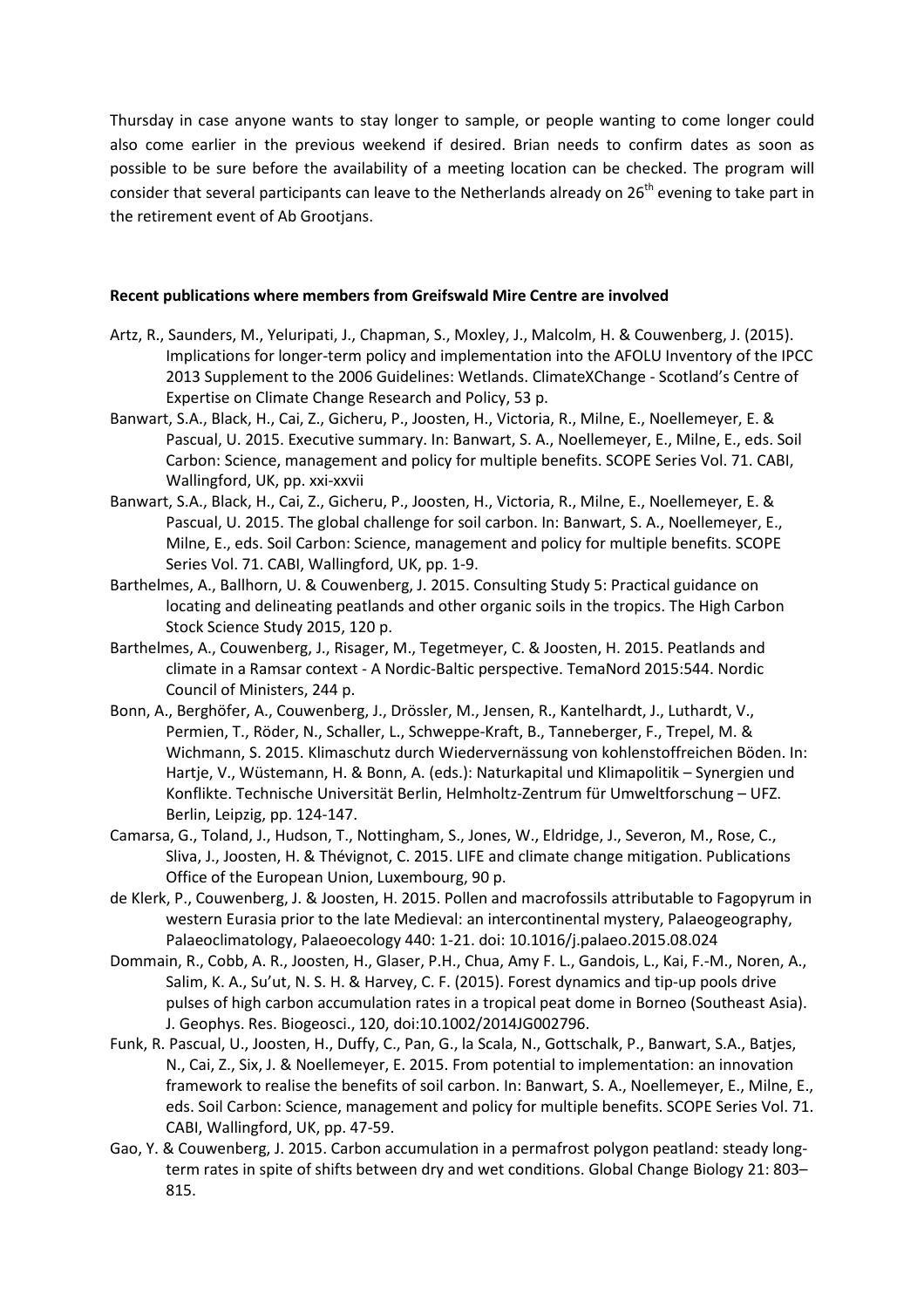Thursday in case anyone wants to stay longer to sample, or people wanting to come longer could also come earlier in the previous weekend if desired. Brian needs to confirm dates as soon as possible to be sure before the availability of a meeting location can be checked. The program will consider that several participants can leave to the Netherlands already on 26th evening to take part in the retirement event of Ab Grootjans.

**Recent publications where members from Greifswald Mire Centre are involved**

Artz, R., Saunders, M., Yeluripati, J., Chapman, S., Moxley, J., Malcolm, H. & Couwenberg, J. (2015). Implications for longer-term policy and implementation into the AFOLU Inventory of the IPCC 2013 Supplement to the 2006 Guidelines: Wetlands. ClimateXChange - Scotland's Centre of Expertise on Climate Change Research and Policy, 53 p.

Banwart, S.A., Black, H., Cai, Z., Gicheru, P., Joosten, H., Victoria, R., Milne, E., Noellemeyer, E. & Pascual, U. 2015. Executive summary. In: Banwart, S. A., Noellemeyer, E., Milne, E., eds. Soil Carbon: Science, management and policy for multiple benefits. SCOPE Series Vol. 71. CABI, Wallingford, UK, pp. xxi-xxvii

Banwart, S.A., Black, H., Cai, Z., Gicheru, P., Joosten, H., Victoria, R., Milne, E., Noellemeyer, E. & Pascual, U. 2015. The global challenge for soil carbon. In: Banwart, S. A., Noellemeyer, E., Milne, E., eds. Soil Carbon: Science, management and policy for multiple benefits. SCOPE Series Vol. 71. CABI, Wallingford, UK, pp. 1-9.

Barthelmes, A., Ballhorn, U. & Couwenberg, J. 2015. Consulting Study 5: Practical guidance on locating and delineating peatlands and other organic soils in the tropics. The High Carbon Stock Science Study 2015, 120 p.

Barthelmes, A., Couwenberg, J., Risager, M., Tegetmeyer, C. & Joosten, H. 2015. Peatlands and climate in a Ramsar context - A Nordic-Baltic perspective. TemaNord 2015:544. Nordic Council of Ministers, 244 p.

Bonn, A., Berghöfer, A., Couwenberg, J., Drössler, M., Jensen, R., Kantelhardt, J., Luthardt, V., Permien, T., Röder, N., Schaller, L., Schweppe-Kraft, B., Tanneberger, F., Trepel, M. & Wichmann, S. 2015. Klimaschutz durch Wiedervernässung von kohlenstoffreichen Böden. In: Hartje, V., Wüstemann, H. & Bonn, A. (eds.): Naturkapital und Klimapolitik – Synergien und Konflikte. Technische Universität Berlin, Helmholtz-Zentrum für Umweltforschung – UFZ. Berlin, Leipzig, pp. 124-147.

Camarsa, G., Toland, J., Hudson, T., Nottingham, S., Jones, W., Eldridge, J., Severon, M., Rose, C., Sliva, J., Joosten, H. & Thévignot, C. 2015. LIFE and climate change mitigation. Publications Office of the European Union, Luxembourg, 90 p.

de Klerk, P., Couwenberg, J. & Joosten, H. 2015. Pollen and macrofossils attributable to Fagopyrum in western Eurasia prior to the late Medieval: an intercontinental mystery, Palaeogeography, Palaeoclimatology, Palaeoecology 440: 1-21. doi: 10.1016/j.palaeo.2015.08.024

Dommain, R., Cobb, A. R., Joosten, H., Glaser, P.H., Chua, Amy F. L., Gandois, L., Kai, F.-M., Noren, A., Salim, K. A., Su'ut, N. S. H. & Harvey, C. F. (2015). Forest dynamics and tip-up pools drive pulses of high carbon accumulation rates in a tropical peat dome in Borneo (Southeast Asia). J. Geophys. Res. Biogeosci., 120, doi:10.1002/2014JG002796.

Funk, R. Pascual, U., Joosten, H., Duffy, C., Pan, G., la Scala, N., Gottschalk, P., Banwart, S.A., Batjes, N., Cai, Z., Six, J. & Noellemeyer, E. 2015. From potential to implementation: an innovation framework to realise the benefits of soil carbon. In: Banwart, S. A., Noellemeyer, E., Milne, E., eds. Soil Carbon: Science, management and policy for multiple benefits. SCOPE Series Vol. 71. CABI, Wallingford, UK, pp. 47-59.

Gao, Y. & Couwenberg, J. 2015. Carbon accumulation in a permafrost polygon peatland: steady long-term rates in spite of shifts between dry and wet conditions. Global Change Biology 21: 803–815.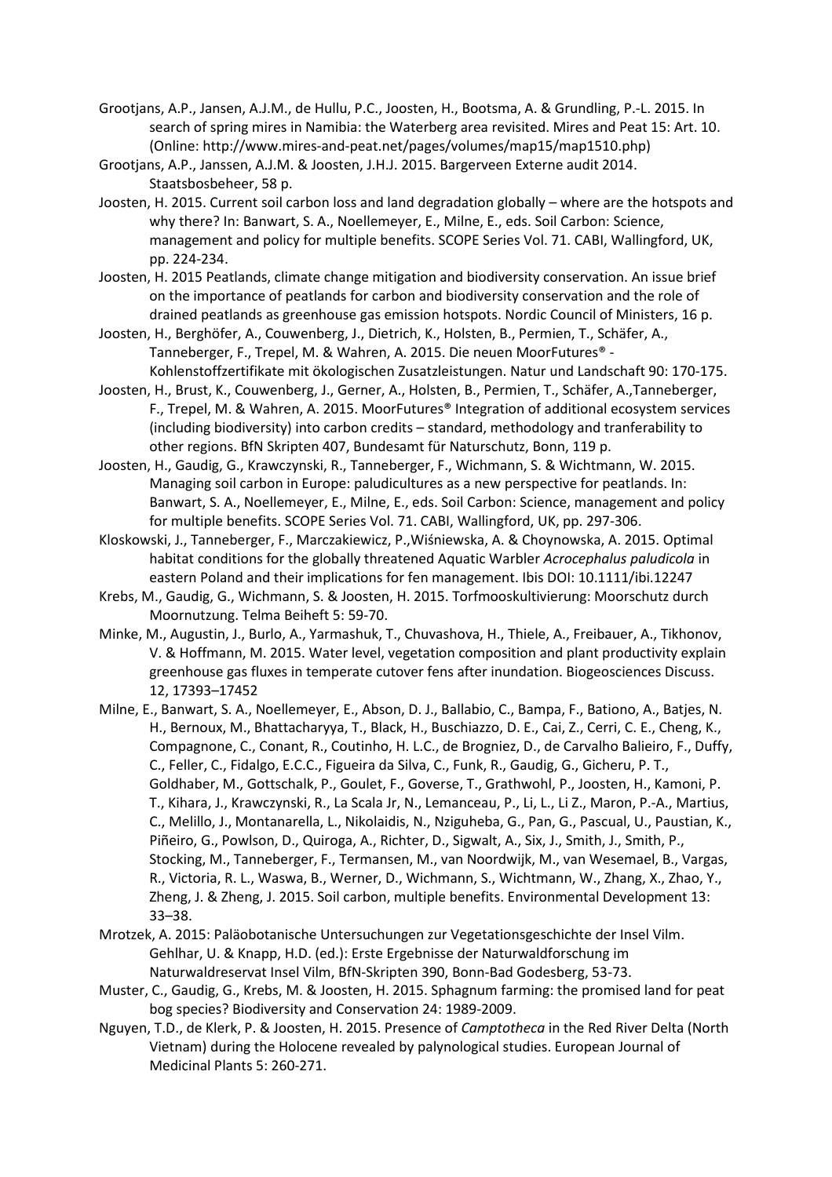Grootjans, A.P., Jansen, A.J.M., de Hullu, P.C., Joosten, H., Bootsma, A. & Grundling, P.-L. 2015. In search of spring mires in Namibia: the Waterberg area revisited. Mires and Peat 15: Art. 10. (Online: http://www.mires-and-peat.net/pages/volumes/map15/map1510.php)

Grootjans, A.P., Janssen, A.J.M. & Joosten, J.H.J. 2015. Bargerveen Externe audit 2014. Staatsbosbeheer, 58 p.

Joosten, H. 2015. Current soil carbon loss and land degradation globally – where are the hotspots and why there? In: Banwart, S. A., Noellemeyer, E., Milne, E., eds. Soil Carbon: Science, management and policy for multiple benefits. SCOPE Series Vol. 71. CABI, Wallingford, UK, pp. 224-234.

Joosten, H. 2015 Peatlands, climate change mitigation and biodiversity conservation. An issue brief on the importance of peatlands for carbon and biodiversity conservation and the role of drained peatlands as greenhouse gas emission hotspots. Nordic Council of Ministers, 16 p.

Joosten, H., Berghöfer, A., Couwenberg, J., Dietrich, K., Holsten, B., Permien, T., Schäfer, A., Tanneberger, F., Trepel, M. & Wahren, A. 2015. Die neuen MoorFutures® - Kohlenstoffzertifikate mit ökologischen Zusatzleistungen. Natur und Landschaft 90: 170-175.

Joosten, H., Brust, K., Couwenberg, J., Gerner, A., Holsten, B., Permien, T., Schäfer, A.,Tanneberger, F., Trepel, M. & Wahren, A. 2015. MoorFutures® Integration of additional ecosystem services (including biodiversity) into carbon credits – standard, methodology and tranferability to other regions. BfN Skripten 407, Bundesamt für Naturschutz, Bonn, 119 p.

Joosten, H., Gaudig, G., Krawczynski, R., Tanneberger, F., Wichmann, S. & Wichtmann, W. 2015. Managing soil carbon in Europe: paludicultures as a new perspective for peatlands. In: Banwart, S. A., Noellemeyer, E., Milne, E., eds. Soil Carbon: Science, management and policy for multiple benefits. SCOPE Series Vol. 71. CABI, Wallingford, UK, pp. 297-306.

Kloskowski, J., Tanneberger, F., Marczakiewicz, P.,Wiśniewska, A. & Choynowska, A. 2015. Optimal habitat conditions for the globally threatened Aquatic Warbler *Acrocephalus paludicola* in eastern Poland and their implications for fen management. Ibis DOI: 10.1111/ibi.12247

Krebs, M., Gaudig, G., Wichmann, S. & Joosten, H. 2015. Torfmooskultivierung: Moorschutz durch Moornutzung. Telma Beiheft 5: 59-70.

Minke, M., Augustin, J., Burlo, A., Yarmashuk, T., Chuvashova, H., Thiele, A., Freibauer, A., Tikhonov, V. & Hoffmann, M. 2015. Water level, vegetation composition and plant productivity explain greenhouse gas fluxes in temperate cutover fens after inundation. Biogeosciences Discuss. 12, 17393–17452

Milne, E., Banwart, S. A., Noellemeyer, E., Abson, D. J., Ballabio, C., Bampa, F., Bationo, A., Batjes, N. H., Bernoux, M., Bhattacharyya, T., Black, H., Buschiazzo, D. E., Cai, Z., Cerri, C. E., Cheng, K., Compagnone, C., Conant, R., Coutinho, H. L.C., de Brogniez, D., de Carvalho Balieiro, F., Duffy, C., Feller, C., Fidalgo, E.C.C., Figueira da Silva, C., Funk, R., Gaudig, G., Gicheru, P. T., Goldhaber, M., Gottschalk, P., Goulet, F., Goverse, T., Grathwohl, P., Joosten, H., Kamoni, P. T., Kihara, J., Krawczynski, R., La Scala Jr, N., Lemanceau, P., Li, L., Li Z., Maron, P.-A., Martius, C., Melillo, J., Montanarella, L., Nikolaidis, N., Nziguheba, G., Pan, G., Pascual, U., Paustian, K., Piñeiro, G., Powlson, D., Quiroga, A., Richter, D., Sigwalt, A., Six, J., Smith, J., Smith, P., Stocking, M., Tanneberger, F., Termansen, M., van Noordwijk, M., van Wesemael, B., Vargas, R., Victoria, R. L., Waswa, B., Werner, D., Wichmann, S., Wichtmann, W., Zhang, X., Zhao, Y., Zheng, J. & Zheng, J. 2015. Soil carbon, multiple benefits. Environmental Development 13: 33–38.

Mrotzek, A. 2015: Paläobotanische Untersuchungen zur Vegetationsgeschichte der Insel Vilm. Gehlhar, U. & Knapp, H.D. (ed.): Erste Ergebnisse der Naturwaldforschung im Naturwaldreservat Insel Vilm, BfN-Skripten 390, Bonn-Bad Godesberg, 53-73.

Muster, C., Gaudig, G., Krebs, M. & Joosten, H. 2015. Sphagnum farming: the promised land for peat bog species? Biodiversity and Conservation 24: 1989-2009.

Nguyen, T.D., de Klerk, P. & Joosten, H. 2015. Presence of *Camptotheca* in the Red River Delta (North Vietnam) during the Holocene revealed by palynological studies. European Journal of Medicinal Plants 5: 260-271.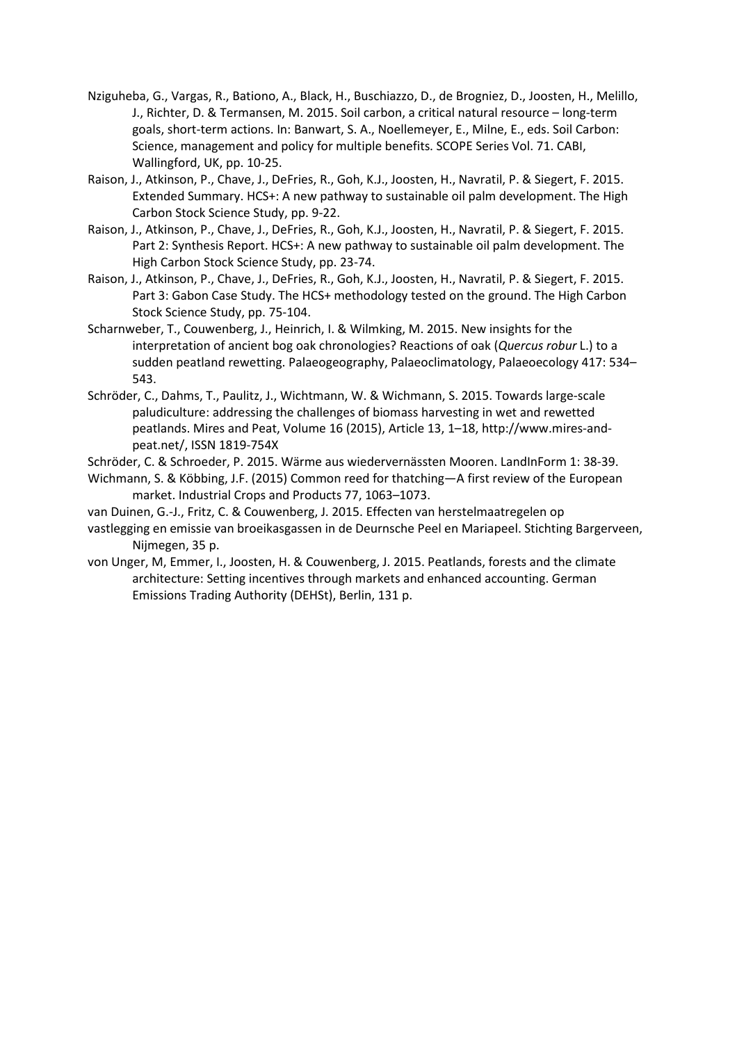Nziguheba, G., Vargas, R., Bationo, A., Black, H., Buschiazzo, D., de Brogniez, D., Joosten, H., Melillo, J., Richter, D. & Termansen, M. 2015. Soil carbon, a critical natural resource – long-term goals, short-term actions. In: Banwart, S. A., Noellemeyer, E., Milne, E., eds. Soil Carbon: Science, management and policy for multiple benefits. SCOPE Series Vol. 71. CABI, Wallingford, UK, pp. 10-25.

Raison, J., Atkinson, P., Chave, J., DeFries, R., Goh, K.J., Joosten, H., Navratil, P. & Siegert, F. 2015. Extended Summary. HCS+: A new pathway to sustainable oil palm development. The High Carbon Stock Science Study, pp. 9-22.

Raison, J., Atkinson, P., Chave, J., DeFries, R., Goh, K.J., Joosten, H., Navratil, P. & Siegert, F. 2015. Part 2: Synthesis Report. HCS+: A new pathway to sustainable oil palm development. The High Carbon Stock Science Study, pp. 23-74.

Raison, J., Atkinson, P., Chave, J., DeFries, R., Goh, K.J., Joosten, H., Navratil, P. & Siegert, F. 2015. Part 3: Gabon Case Study. The HCS+ methodology tested on the ground. The High Carbon Stock Science Study, pp. 75-104.

Scharnweber, T., Couwenberg, J., Heinrich, I. & Wilmking, M. 2015. New insights for the interpretation of ancient bog oak chronologies? Reactions of oak (*Quercus robur* L.) to a sudden peatland rewetting. Palaeogeography, Palaeoclimatology, Palaeoecology 417: 534–543.

Schröder, C., Dahms, T., Paulitz, J., Wichtmann, W. & Wichmann, S. 2015. Towards large-scale paludiculture: addressing the challenges of biomass harvesting in wet and rewetted peatlands. Mires and Peat, Volume 16 (2015), Article 13, 1–18, http://www.mires-and-peat.net/, ISSN 1819-754X

Schröder, C. & Schroeder, P. 2015. Wärme aus wiedervernässten Mooren. LandInForm 1: 38-39.

Wichmann, S. & Köbbing, J.F. (2015) Common reed for thatching—A first review of the European market. Industrial Crops and Products 77, 1063–1073.

van Duinen, G.-J., Fritz, C. & Couwenberg, J. 2015. Effecten van herstelmaatregelen op vastlegging en emissie van broeikasgassen in de Deurnsche Peel en Mariapeel. Stichting Bargerveen, Nijmegen, 35 p.

von Unger, M, Emmer, I., Joosten, H. & Couwenberg, J. 2015. Peatlands, forests and the climate architecture: Setting incentives through markets and enhanced accounting. German Emissions Trading Authority (DEHSt), Berlin, 131 p.